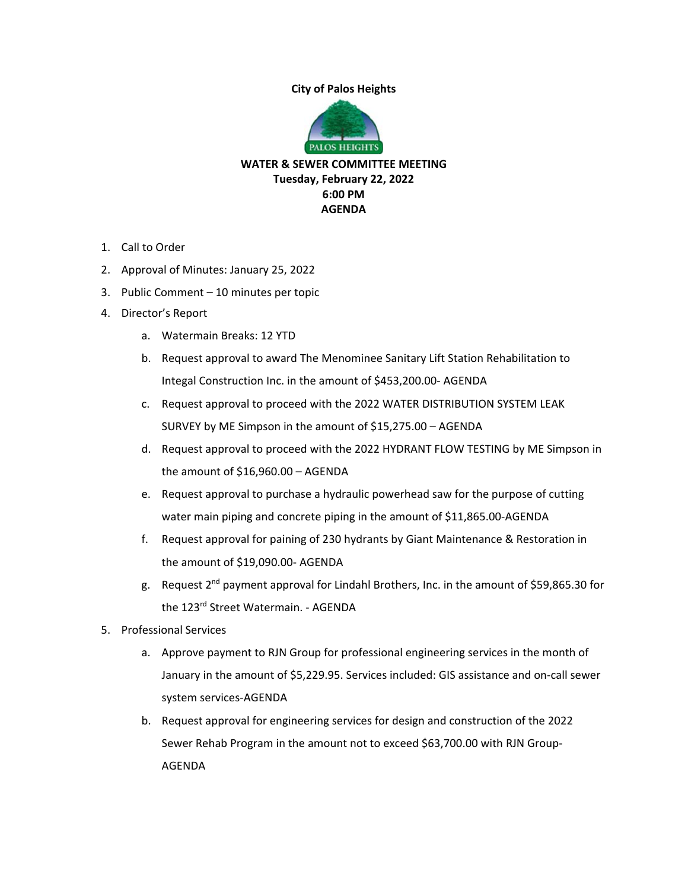**City of Palos Heights**

**WATER & SEWER COMMITTEE MEETING**
**Tuesday, February 22, 2022**
**6:00 PM**
**AGENDA**

1. Call to Order
2. Approval of Minutes: January 25, 2022
3. Public Comment – 10 minutes per topic
4. Director's Report
   a. Watermain Breaks: 12 YTD
   b. Request approval to award The Menominee Sanitary Lift Station Rehabilitation to Integal Construction Inc. in the amount of $453,200.00- AGENDA
   c. Request approval to proceed with the 2022 WATER DISTRIBUTION SYSTEM LEAK SURVEY by ME Simpson in the amount of $15,275.00 – AGENDA
   d. Request approval to proceed with the 2022 HYDRANT FLOW TESTING by ME Simpson in the amount of $16,960.00 – AGENDA
   e. Request approval to purchase a hydraulic powerhead saw for the purpose of cutting water main piping and concrete piping in the amount of $11,865.00-AGENDA
   f. Request approval for paining of 230 hydrants by Giant Maintenance & Restoration in the amount of $19,090.00- AGENDA
   g. Request 2nd payment approval for Lindahl Brothers, Inc. in the amount of $59,865.30 for the 123rd Street Watermain. - AGENDA
5. Professional Services
   a. Approve payment to RJN Group for professional engineering services in the month of January in the amount of $5,229.95. Services included: GIS assistance and on-call sewer system services-AGENDA
   b. Request approval for engineering services for design and construction of the 2022 Sewer Rehab Program in the amount not to exceed $63,700.00 with RJN Group-AGENDA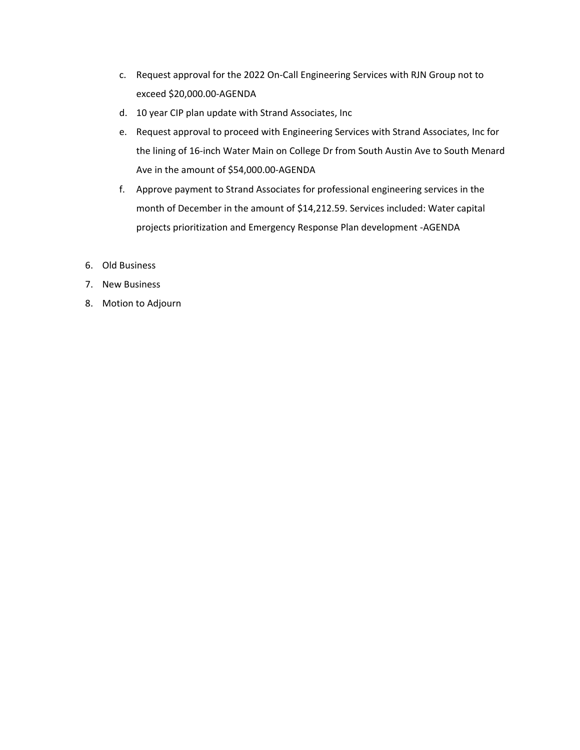c. Request approval for the 2022 On-Call Engineering Services with RJN Group not to exceed $20,000.00-AGENDA
d. 10 year CIP plan update with Strand Associates, Inc
e. Request approval to proceed with Engineering Services with Strand Associates, Inc for the lining of 16-inch Water Main on College Dr from South Austin Ave to South Menard Ave in the amount of $54,000.00-AGENDA
f. Approve payment to Strand Associates for professional engineering services in the month of December in the amount of $14,212.59. Services included: Water capital projects prioritization and Emergency Response Plan development -AGENDA

6. Old Business
7. New Business
8. Motion to Adjourn